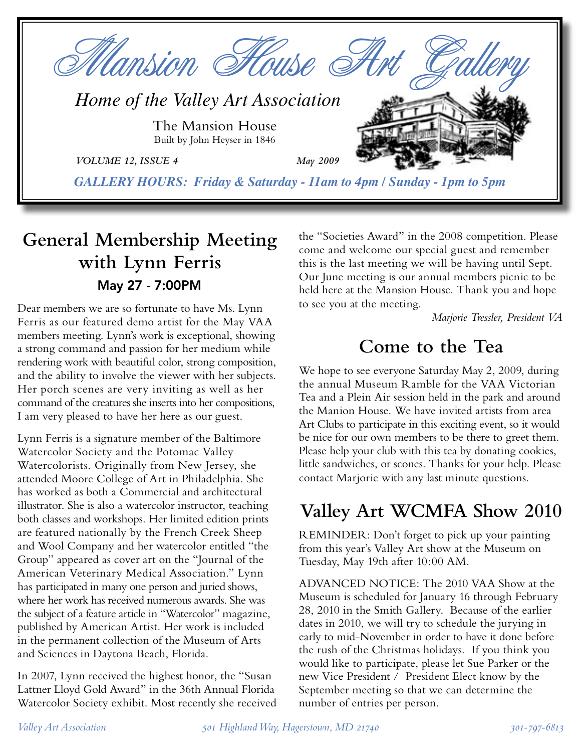# Mansion House Art Gallery

*Home of the Valley Art Association*

The Mansion House
Built by John Heyser in 1846

*VOLUME 12, ISSUE 4* *May 2009*

***GALLERY HOURS: Friday & Saturday - 11am to 4pm / Sunday - 1pm to 5pm***

## General Membership Meeting with Lynn Ferris

### May 27 - 7:00PM

Dear members we are so fortunate to have Ms. Lynn Ferris as our featured demo artist for the May VAA members meeting. Lynn's work is exceptional, showing a strong command and passion for her medium while rendering work with beautiful color, strong composition, and the ability to involve the viewer with her subjects. Her porch scenes are very inviting as well as her command of the creatures she inserts into her compositions, I am very pleased to have her here as our guest.

Lynn Ferris is a signature member of the Baltimore Watercolor Society and the Potomac Valley Watercolorists. Originally from New Jersey, she attended Moore College of Art in Philadelphia. She has worked as both a Commercial and architectural illustrator. She is also a watercolor instructor, teaching both classes and workshops. Her limited edition prints are featured nationally by the French Creek Sheep and Wool Company and her watercolor entitled "the Group" appeared as cover art on the "Journal of the American Veterinary Medical Association." Lynn has participated in many one person and juried shows, where her work has received numerous awards. She was the subject of a feature article in "Watercolor" magazine, published by American Artist. Her work is included in the permanent collection of the Museum of Arts and Sciences in Daytona Beach, Florida.

In 2007, Lynn received the highest honor, the "Susan Lattner Lloyd Gold Award" in the 36th Annual Florida Watercolor Society exhibit. Most recently she received the "Societies Award" in the 2008 competition. Please come and welcome our special guest and remember this is the last meeting we will be having until Sept. Our June meeting is our annual members picnic to be held here at the Mansion House. Thank you and hope to see you at the meeting.

*Marjorie Tressler, President VA*

## Come to the Tea

We hope to see everyone Saturday May 2, 2009, during the annual Museum Ramble for the VAA Victorian Tea and a Plein Air session held in the park and around the Manion House. We have invited artists from area Art Clubs to participate in this exciting event, so it would be nice for our own members to be there to greet them. Please help your club with this tea by donating cookies, little sandwiches, or scones. Thanks for your help. Please contact Marjorie with any last minute questions.

## Valley Art WCMFA Show 2010

REMINDER: Don't forget to pick up your painting from this year's Valley Art show at the Museum on Tuesday, May 19th after 10:00 AM.

ADVANCED NOTICE: The 2010 VAA Show at the Museum is scheduled for January 16 through February 28, 2010 in the Smith Gallery. Because of the earlier dates in 2010, we will try to schedule the jurying in early to mid-November in order to have it done before the rush of the Christmas holidays. If you think you would like to participate, please let Sue Parker or the new Vice President / President Elect know by the September meeting so that we can determine the number of entries per person.

*Valley Art Association* *501 Highland Way, Hagerstown, MD 21740* *301-797-6813*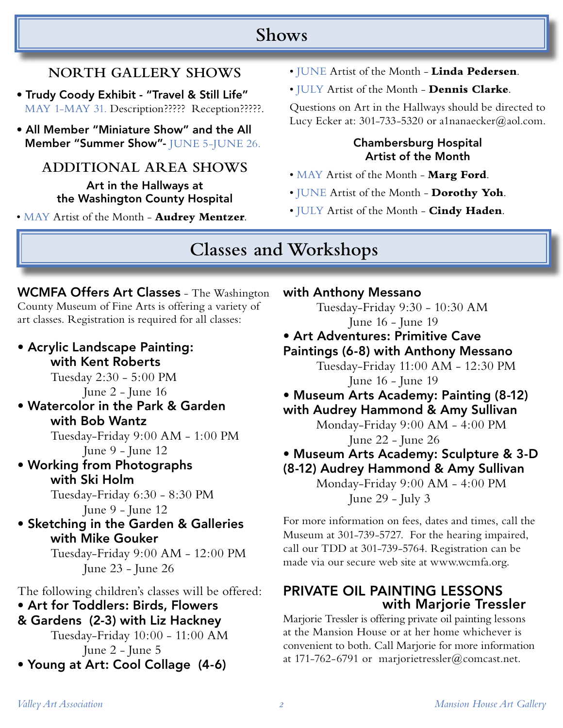# Shows

## NORTH GALLERY SHOWS

- **Trudy Coody Exhibit - "Travel & Still Life"** MAY 1-MAY 31. Description????? Reception?????.
- **All Member "Miniature Show" and the All Member "Summer Show"**- JUNE 5-JUNE 26.

## ADDITIONAL AREA SHOWS

### Art in the Hallways at the Washington County Hospital

- MAY Artist of the Month - **Audrey Mentzer**.
- JUNE Artist of the Month - **Linda Pedersen**.
- JULY Artist of the Month - **Dennis Clarke**.

Questions on Art in the Hallways should be directed to Lucy Ecker at: 301-733-5320 or a1nanaecker@aol.com.

### Chambersburg Hospital Artist of the Month

- MAY Artist of the Month - **Marg Ford**.
- JUNE Artist of the Month - **Dorothy Yoh**.
- JULY Artist of the Month - **Cindy Haden**.

# Classes and Workshops

**WCMFA Offers Art Classes** - The Washington County Museum of Fine Arts is offering a variety of art classes. Registration is required for all classes:

- **Acrylic Landscape Painting: with Kent Roberts**
  Tuesday 2:30 - 5:00 PM
  June 2 - June 16
- **Watercolor in the Park & Garden with Bob Wantz**
  Tuesday-Friday 9:00 AM - 1:00 PM
  June 9 - June 12
- **Working from Photographs with Ski Holm**
  Tuesday-Friday 6:30 - 8:30 PM
  June 9 - June 12
- **Sketching in the Garden & Galleries with Mike Gouker**
  Tuesday-Friday 9:00 AM - 12:00 PM
  June 23 - June 26

The following children's classes will be offered:

- **Art for Toddlers: Birds, Flowers & Gardens (2-3) with Liz Hackney**
  Tuesday-Friday 10:00 - 11:00 AM
  June 2 - June 5
- **Young at Art: Cool Collage (4-6) with Anthony Messano**
  Tuesday-Friday 9:30 - 10:30 AM
  June 16 - June 19
- **Art Adventures: Primitive Cave Paintings (6-8) with Anthony Messano**
  Tuesday-Friday 11:00 AM - 12:30 PM
  June 16 - June 19
- **Museum Arts Academy: Painting (8-12) with Audrey Hammond & Amy Sullivan**
  Monday-Friday 9:00 AM - 4:00 PM
  June 22 - June 26
- **Museum Arts Academy: Sculpture & 3-D (8-12) Audrey Hammond & Amy Sullivan**
  Monday-Friday 9:00 AM - 4:00 PM
  June 29 - July 3

For more information on fees, dates and times, call the Museum at 301-739-5727. For the hearing impaired, call our TDD at 301-739-5764. Registration can be made via our secure web site at www.wcmfa.org.

## PRIVATE OIL PAINTING LESSONS with Marjorie Tressler

Marjorie Tressler is offering private oil painting lessons at the Mansion House or at her home whichever is convenient to both. Call Marjorie for more information at 171-762-6791 or marjorietressler@comcast.net.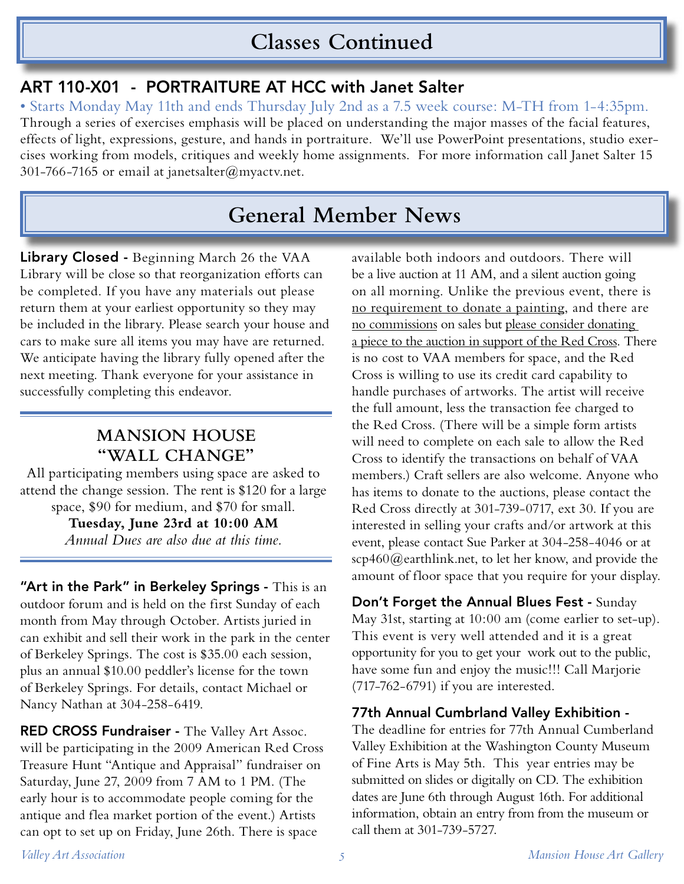# Classes Continued

## ART 110-X01 - PORTRAITURE AT HCC with Janet Salter

• Starts Monday May 11th and ends Thursday July 2nd as a 7.5 week course: M-TH from 1-4:35pm.
Through a series of exercises emphasis will be placed on understanding the major masses of the facial features, effects of light, expressions, gesture, and hands in portraiture. We'll use PowerPoint presentations, studio exercises working from models, critiques and weekly home assignments. For more information call Janet Salter 15 301-766-7165 or email at janetsalter@myactv.net.

# General Member News

**Library Closed -** Beginning March 26 the VAA Library will be close so that reorganization efforts can be completed. If you have any materials out please return them at your earliest opportunity so they may be included in the library. Please search your house and cars to make sure all items you may have are returned. We anticipate having the library fully opened after the next meeting. Thank everyone for your assistance in successfully completing this endeavor.

## MANSION HOUSE "WALL CHANGE"

All participating members using space are asked to attend the change session. The rent is $120 for a large space, $90 for medium, and $70 for small.

**Tuesday, June 23rd at 10:00 AM**

*Annual Dues are also due at this time.*

**"Art in the Park" in Berkeley Springs -** This is an outdoor forum and is held on the first Sunday of each month from May through October. Artists juried in can exhibit and sell their work in the park in the center of Berkeley Springs. The cost is $35.00 each session, plus an annual $10.00 peddler's license for the town of Berkeley Springs. For details, contact Michael or Nancy Nathan at 304-258-6419.

**RED CROSS Fundraiser -** The Valley Art Assoc. will be participating in the 2009 American Red Cross Treasure Hunt "Antique and Appraisal" fundraiser on Saturday, June 27, 2009 from 7 AM to 1 PM. (The early hour is to accommodate people coming for the antique and flea market portion of the event.) Artists can opt to set up on Friday, June 26th. There is space available both indoors and outdoors. There will be a live auction at 11 AM, and a silent auction going on all morning. Unlike the previous event, there is no requirement to donate a painting, and there are no commissions on sales but please consider donating a piece to the auction in support of the Red Cross. There is no cost to VAA members for space, and the Red Cross is willing to use its credit card capability to handle purchases of artworks. The artist will receive the full amount, less the transaction fee charged to the Red Cross. (There will be a simple form artists will need to complete on each sale to allow the Red Cross to identify the transactions on behalf of VAA members.) Craft sellers are also welcome. Anyone who has items to donate to the auctions, please contact the Red Cross directly at 301-739-0717, ext 30. If you are interested in selling your crafts and/or artwork at this event, please contact Sue Parker at 304-258-4046 or at scp460@earthlink.net, to let her know, and provide the amount of floor space that you require for your display.

**Don't Forget the Annual Blues Fest -** Sunday May 31st, starting at 10:00 am (come earlier to set-up). This event is very well attended and it is a great opportunity for you to get your work out to the public, have some fun and enjoy the music!!! Call Marjorie (717-762-6791) if you are interested.

**77th Annual Cumbrland Valley Exhibition -** The deadline for entries for 77th Annual Cumberland Valley Exhibition at the Washington County Museum of Fine Arts is May 5th. This year entries may be submitted on slides or digitally on CD. The exhibition dates are June 6th through August 16th. For additional information, obtain an entry from from the museum or call them at 301-739-5727.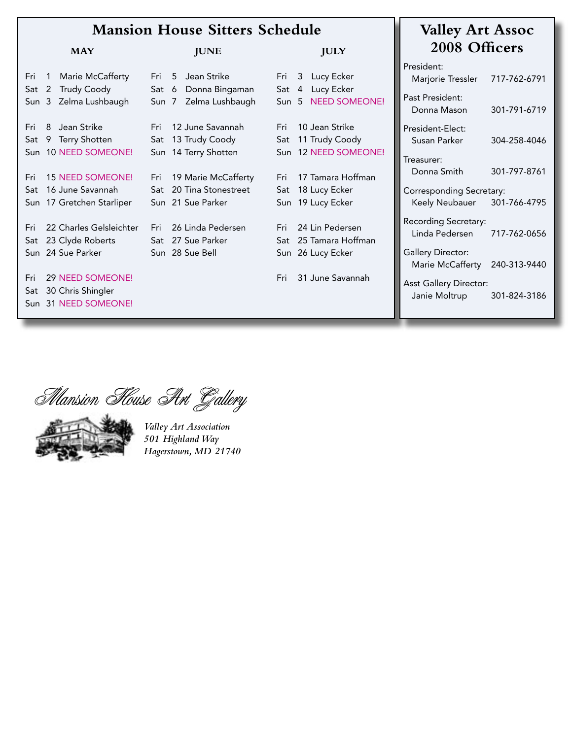# Mansion House Sitters Schedule

## MAY

- Fri 1 Marie McCafferty
- Sat 2 Trudy Coody
- Sun 3 Zelma Lushbaugh

- Fri 8 Jean Strike
- Sat 9 Terry Shotten
- Sun 10 NEED SOMEONE!

- Fri 15 NEED SOMEONE!
- Sat 16 June Savannah
- Sun 17 Gretchen Starliper

- Fri 22 Charles Gelsleichter
- Sat 23 Clyde Roberts
- Sun 24 Sue Parker

- Fri 29 NEED SOMEONE!
- Sat 30 Chris Shingler
- Sun 31 NEED SOMEONE!

## JUNE

- Fri 5 Jean Strike
- Sat 6 Donna Bingaman
- Sun 7 Zelma Lushbaugh

- Fri 12 June Savannah
- Sat 13 Trudy Coody
- Sun 14 Terry Shotten

- Fri 19 Marie McCafferty
- Sat 20 Tina Stonestreet
- Sun 21 Sue Parker

- Fri 26 Linda Pedersen
- Sat 27 Sue Parker
- Sun 28 Sue Bell

## JULY

- Fri 3 Lucy Ecker
- Sat 4 Lucy Ecker
- Sun 5 NEED SOMEONE!

- Fri 10 Jean Strike
- Sat 11 Trudy Coody
- Sun 12 NEED SOMEONE!

- Fri 17 Tamara Hoffman
- Sat 18 Lucy Ecker
- Sun 19 Lucy Ecker

- Fri 24 Lin Pedersen
- Sat 25 Tamara Hoffman
- Sun 26 Lucy Ecker

- Fri 31 June Savannah

# Valley Art Assoc 2008 Officers

President:
Marjorie Tressler 717-762-6791

Past President:
Donna Mason 301-791-6719

President-Elect:
Susan Parker 304-258-4046

Treasurer:
Donna Smith 301-797-8761

Corresponding Secretary:
Keely Neubauer 301-766-4795

Recording Secretary:
Linda Pedersen 717-762-0656

Gallery Director:
Marie McCafferty 240-313-9440

Asst Gallery Director:
Janie Moltrup 301-824-3186

*Mansion House Art Gallery*

*Valley Art Association*
*501 Highland Way*
*Hagerstown, MD 21740*